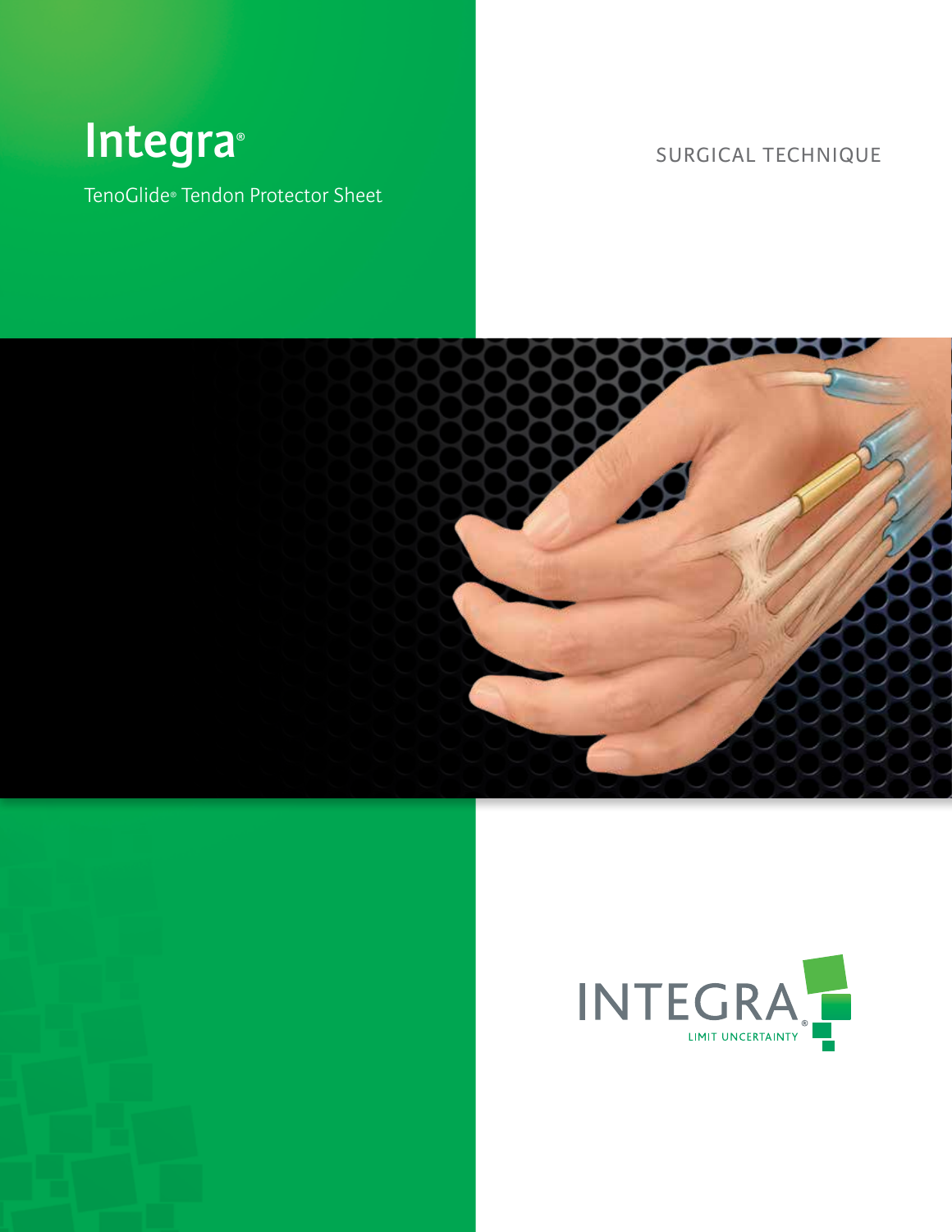# Integra®

TenoGlide® Tendon Protector Sheet

SURGICAL TECHNIQUE

INTEGRA®

LIMIT UNCERTAINTY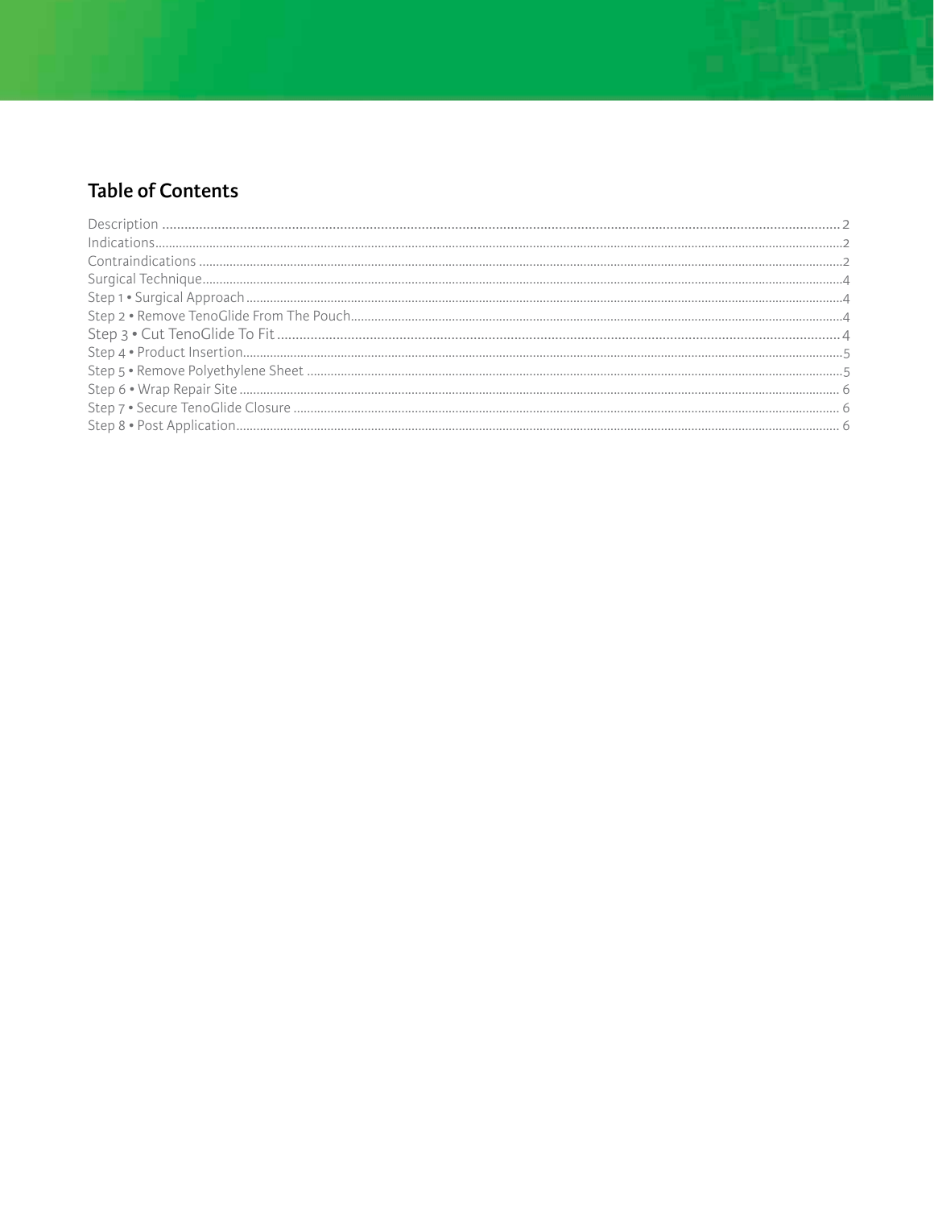## Table of Contents

| | |
|---|---|
| Description | 2 |
| Indications | 2 |
| Contraindications | 2 |
| Surgical Technique | 4 |
| Step 1 • Surgical Approach | 4 |
| Step 2 • Remove TenoGlide From The Pouch | 4 |
| Step 3 • Cut TenoGlide To Fit | 4 |
| Step 4 • Product Insertion | 5 |
| Step 5 • Remove Polyethylene Sheet | 5 |
| Step 6 • Wrap Repair Site | 6 |
| Step 7 • Secure TenoGlide Closure | 6 |
| Step 8 • Post Application | 6 |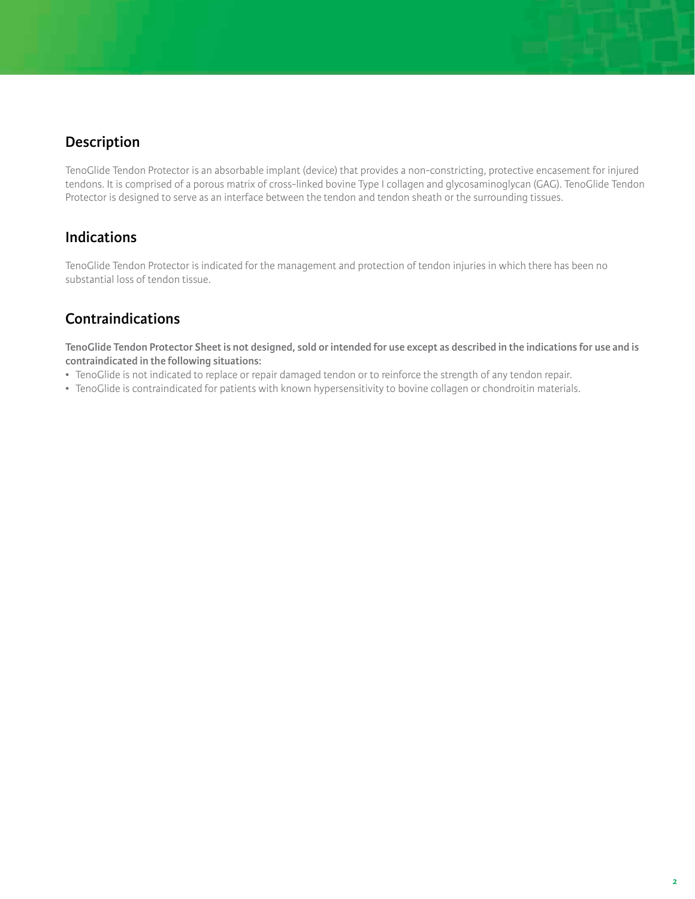## Description

TenoGlide Tendon Protector is an absorbable implant (device) that provides a non-constricting, protective encasement for injured tendons. It is comprised of a porous matrix of cross-linked bovine Type I collagen and glycosaminoglycan (GAG). TenoGlide Tendon Protector is designed to serve as an interface between the tendon and tendon sheath or the surrounding tissues.

## Indications

TenoGlide Tendon Protector is indicated for the management and protection of tendon injuries in which there has been no substantial loss of tendon tissue.

## Contraindications

**TenoGlide Tendon Protector Sheet is not designed, sold or intended for use except as described in the indications for use and is contraindicated in the following situations:**

- TenoGlide is not indicated to replace or repair damaged tendon or to reinforce the strength of any tendon repair.
- TenoGlide is contraindicated for patients with known hypersensitivity to bovine collagen or chondroitin materials.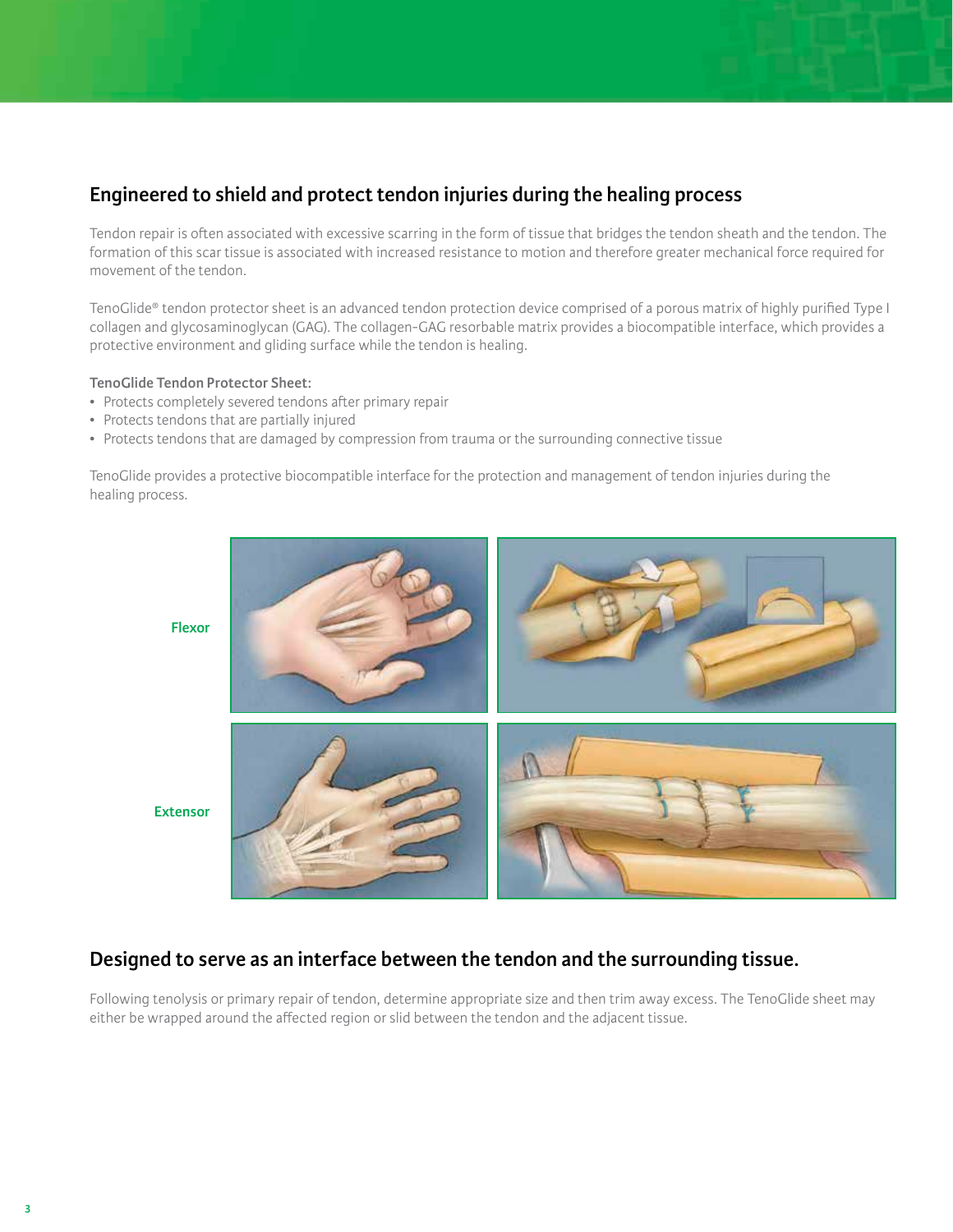## Engineered to shield and protect tendon injuries during the healing process

Tendon repair is often associated with excessive scarring in the form of tissue that bridges the tendon sheath and the tendon. The formation of this scar tissue is associated with increased resistance to motion and therefore greater mechanical force required for movement of the tendon.

TenoGlide® tendon protector sheet is an advanced tendon protection device comprised of a porous matrix of highly purified Type I collagen and glycosaminoglycan (GAG). The collagen-GAG resorbable matrix provides a biocompatible interface, which provides a protective environment and gliding surface while the tendon is healing.

**TenoGlide Tendon Protector Sheet:**

- Protects completely severed tendons after primary repair
- Protects tendons that are partially injured
- Protects tendons that are damaged by compression from trauma or the surrounding connective tissue

TenoGlide provides a protective biocompatible interface for the protection and management of tendon injuries during the healing process.

**Flexor**

**Extensor**

## Designed to serve as an interface between the tendon and the surrounding tissue.

Following tenolysis or primary repair of tendon, determine appropriate size and then trim away excess. The TenoGlide sheet may either be wrapped around the affected region or slid between the tendon and the adjacent tissue.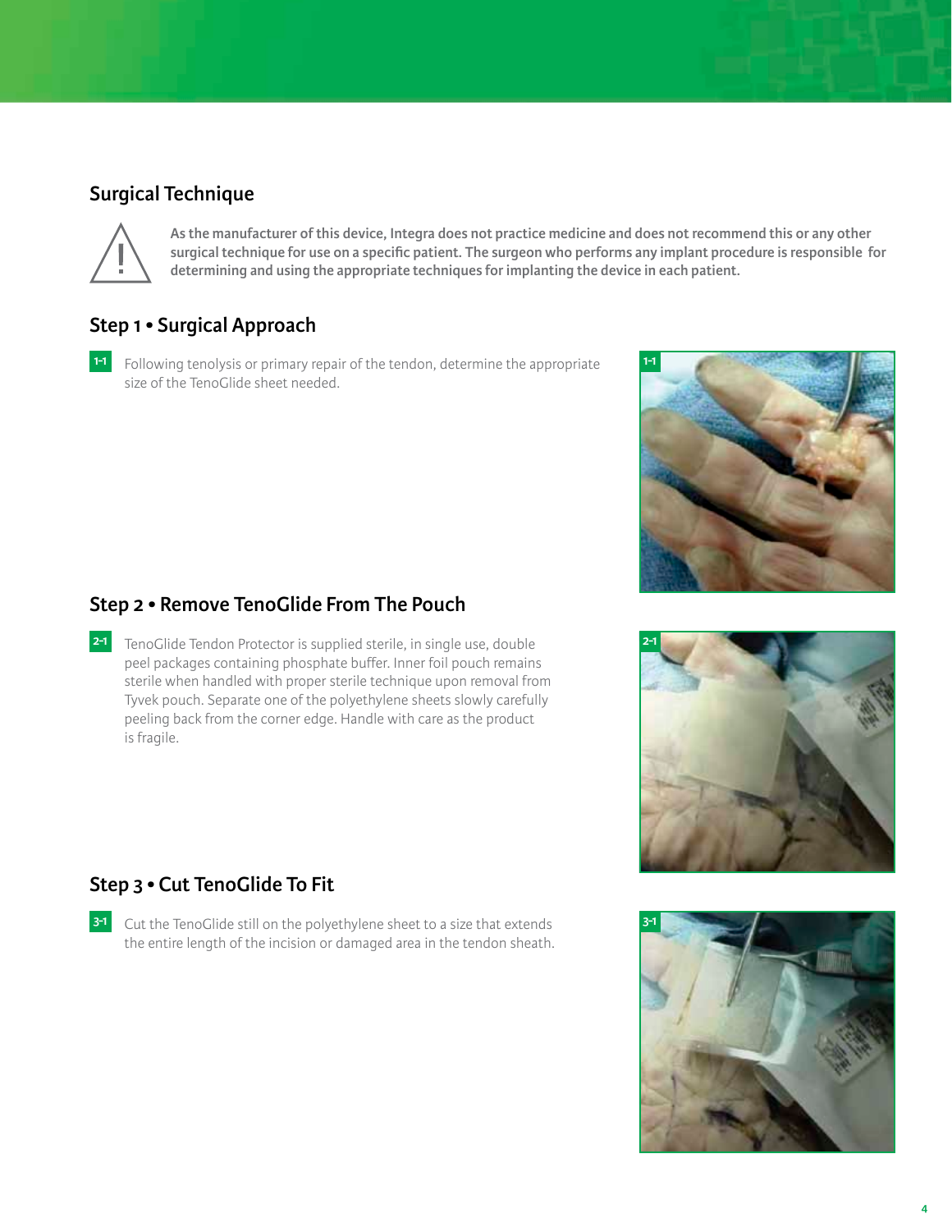## Surgical Technique

**As the manufacturer of this device, Integra does not practice medicine and does not recommend this or any other surgical technique for use on a specific patient. The surgeon who performs any implant procedure is responsible for determining and using the appropriate techniques for implanting the device in each patient.**

## Step 1 • Surgical Approach

1-1 Following tenolysis or primary repair of the tendon, determine the appropriate size of the TenoGlide sheet needed.

## Step 2 • Remove TenoGlide From The Pouch

2-1 TenoGlide Tendon Protector is supplied sterile, in single use, double peel packages containing phosphate buffer. Inner foil pouch remains sterile when handled with proper sterile technique upon removal from Tyvek pouch. Separate one of the polyethylene sheets slowly carefully peeling back from the corner edge. Handle with care as the product is fragile.

## Step 3 • Cut TenoGlide To Fit

3-1 Cut the TenoGlide still on the polyethylene sheet to a size that extends the entire length of the incision or damaged area in the tendon sheath.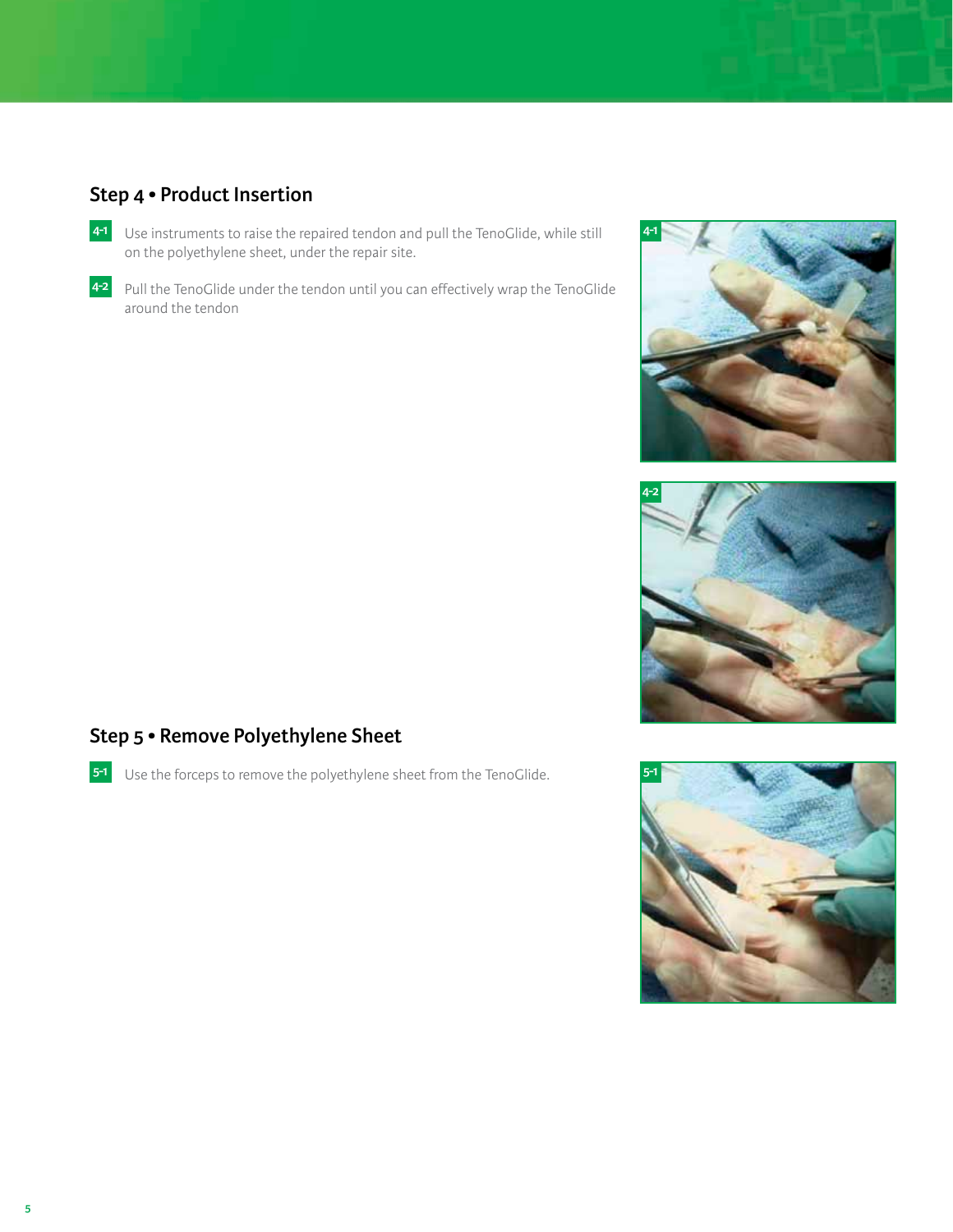## Step 4 • Product Insertion

**4-1** Use instruments to raise the repaired tendon and pull the TenoGlide, while still on the polyethylene sheet, under the repair site.

**4-2** Pull the TenoGlide under the tendon until you can effectively wrap the TenoGlide around the tendon

## Step 5 • Remove Polyethylene Sheet

**5-1** Use the forceps to remove the polyethylene sheet from the TenoGlide.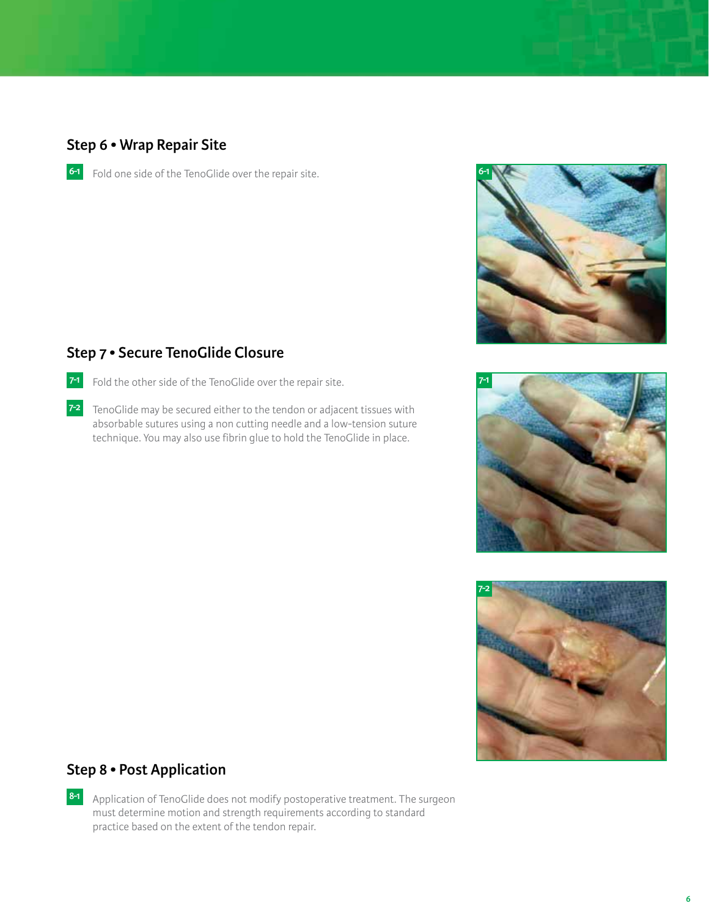## Step 6 • Wrap Repair Site

6-1 Fold one side of the TenoGlide over the repair site.

## Step 7 • Secure TenoGlide Closure

7-1 Fold the other side of the TenoGlide over the repair site.

7-2 TenoGlide may be secured either to the tendon or adjacent tissues with absorbable sutures using a non cutting needle and a low-tension suture technique. You may also use fibrin glue to hold the TenoGlide in place.

## Step 8 • Post Application

8-1 Application of TenoGlide does not modify postoperative treatment. The surgeon must determine motion and strength requirements according to standard practice based on the extent of the tendon repair.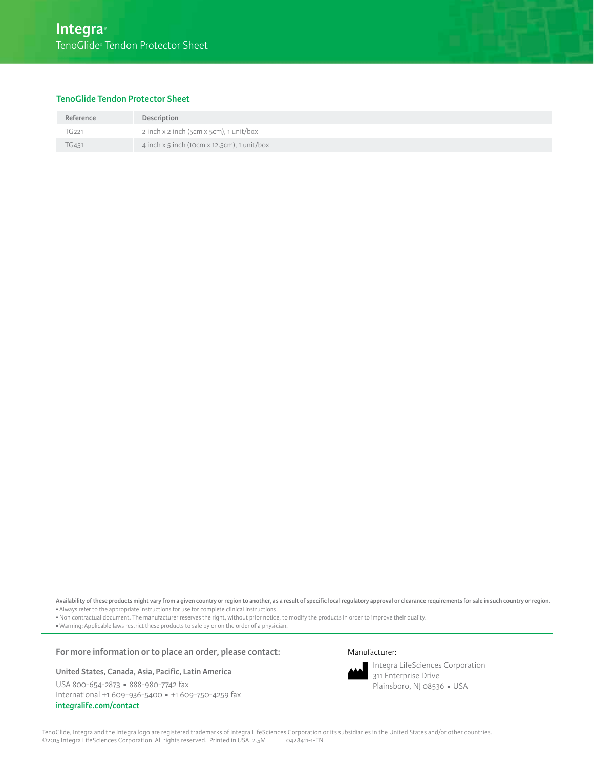# Integra®

TenoGlide® Tendon Protector Sheet

## TenoGlide Tendon Protector Sheet

| Reference | Description |
|---|---|
| TG221 | 2 inch x 2 inch (5cm x 5cm), 1 unit/box |
| TG451 | 4 inch x 5 inch (10cm x 12.5cm), 1 unit/box |

**Availability of these products might vary from a given country or region to another, as a result of specific local regulatory approval or clearance requirements for sale in such country or region.**

- Always refer to the appropriate instructions for use for complete clinical instructions.
- Non contractual document. The manufacturer reserves the right, without prior notice, to modify the products in order to improve their quality.
- Warning: Applicable laws restrict these products to sale by or on the order of a physician.

**For more information or to place an order, please contact:**

**United States, Canada, Asia, Pacific, Latin America**

USA 800-654-2873 ▪ 888-980-7742 fax
International +1 609-936-5400 ▪ +1 609-750-4259 fax
**integralife.com/contact**

Manufacturer:

Integra LifeSciences Corporation
311 Enterprise Drive
Plainsboro, NJ 08536 ▪ USA

TenoGlide, Integra and the Integra logo are registered trademarks of Integra LifeSciences Corporation or its subsidiaries in the United States and/or other countries.
©2015 Integra LifeSciences Corporation. All rights reserved. Printed in USA. 2.5M 0428411-1-EN